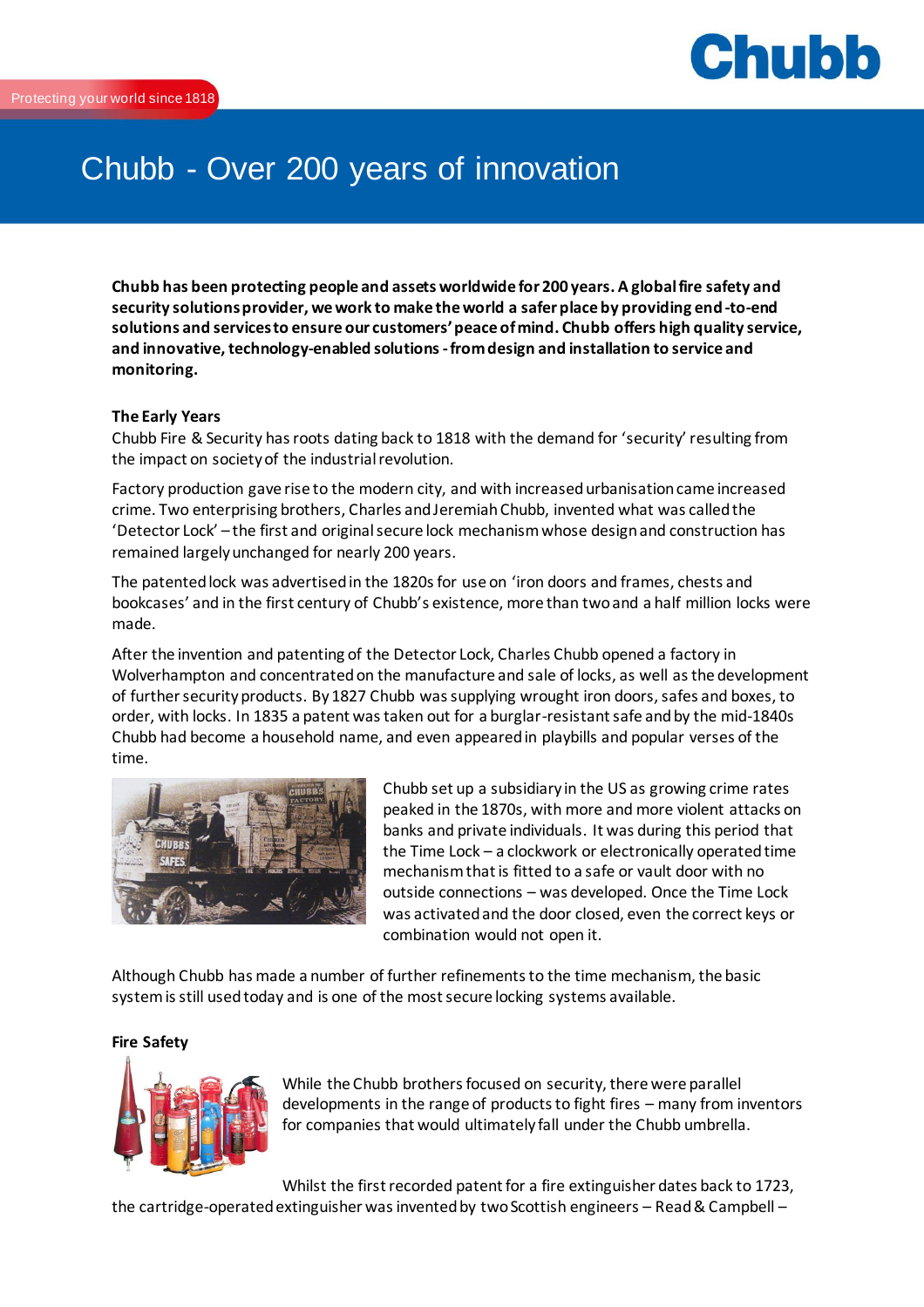Chubb

Protecting your world since 1818

# Chubb - Over 200 years of innovation

**Chubb has been protecting people and assets worldwide for 200 years. A global fire safety and security solutions provider, we work to make the world a safer place by providing end-to-end solutions and services to ensure our customers' peace of mind. Chubb offers high quality service, and innovative, technology-enabled solutions - from design and installation to service and monitoring.**

**The Early Years**

Chubb Fire & Security has roots dating back to 1818 with the demand for 'security' resulting from the impact on society of the industrial revolution.

Factory production gave rise to the modern city, and with increased urbanisation came increased crime. Two enterprising brothers, Charles and Jeremiah Chubb, invented what was called the 'Detector Lock' – the first and original secure lock mechanism whose design and construction has remained largely unchanged for nearly 200 years.

The patented lock was advertised in the 1820s for use on 'iron doors and frames, chests and bookcases' and in the first century of Chubb's existence, more than two and a half million locks were made.

After the invention and patenting of the Detector Lock, Charles Chubb opened a factory in Wolverhampton and concentrated on the manufacture and sale of locks, as well as the development of further security products. By 1827 Chubb was supplying wrought iron doors, safes and boxes, to order, with locks. In 1835 a patent was taken out for a burglar-resistant safe and by the mid-1840s Chubb had become a household name, and even appeared in playbills and popular verses of the time.

Chubb set up a subsidiary in the US as growing crime rates peaked in the 1870s, with more and more violent attacks on banks and private individuals. It was during this period that the Time Lock – a clockwork or electronically operated time mechanism that is fitted to a safe or vault door with no outside connections – was developed. Once the Time Lock was activated and the door closed, even the correct keys or combination would not open it.

Although Chubb has made a number of further refinements to the time mechanism, the basic system is still used today and is one of the most secure locking systems available.

**Fire Safety**

While the Chubb brothers focused on security, there were parallel developments in the range of products to fight fires – many from inventors for companies that would ultimately fall under the Chubb umbrella.

Whilst the first recorded patent for a fire extinguisher dates back to 1723, the cartridge-operated extinguisher was invented by two Scottish engineers – Read & Campbell –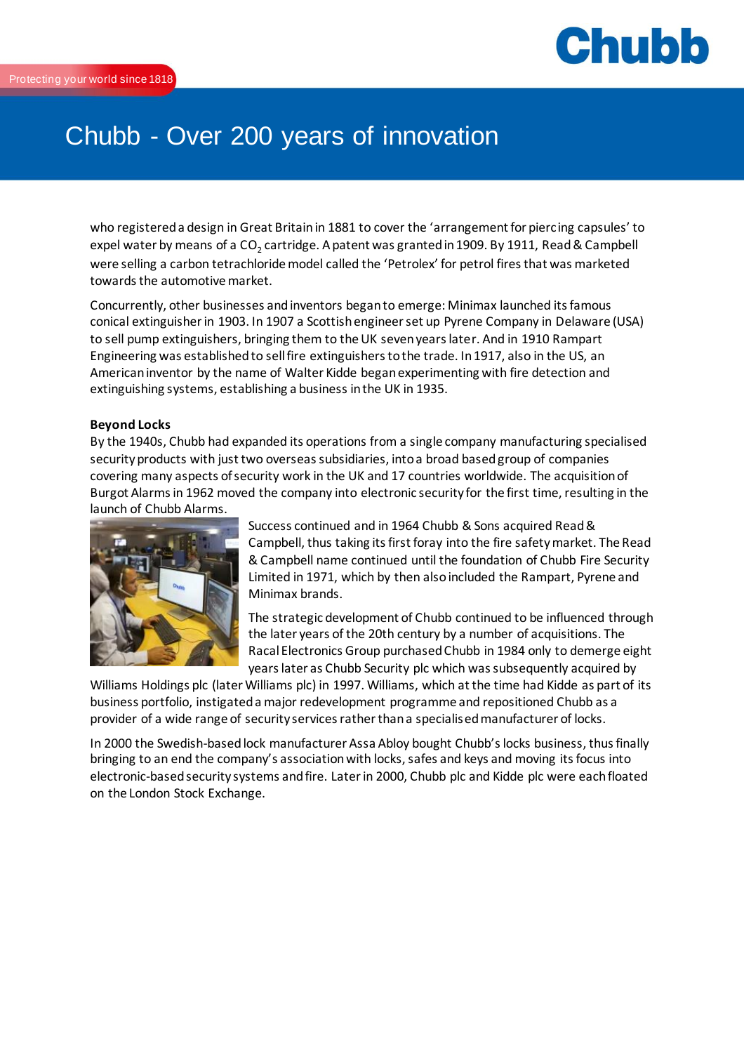who registered a design in Great Britain in 1881 to cover the 'arrangement for piercing capsules' to expel water by means of a $CO_2$ cartridge. A patent was granted in 1909. By 1911, Read & Campbell were selling a carbon tetrachloride model called the 'Petrolex' for petrol fires that was marketed towards the automotive market.

Concurrently, other businesses and inventors began to emerge: Minimax launched its famous conical extinguisher in 1903. In 1907 a Scottish engineer set up Pyrene Company in Delaware (USA) to sell pump extinguishers, bringing them to the UK seven years later. And in 1910 Rampart Engineering was established to sell fire extinguishers to the trade. In 1917, also in the US, an American inventor by the name of Walter Kidde began experimenting with fire detection and extinguishing systems, establishing a business in the UK in 1935.

**Beyond Locks**

By the 1940s, Chubb had expanded its operations from a single company manufacturing specialised security products with just two overseas subsidiaries, into a broad based group of companies covering many aspects of security work in the UK and 17 countries worldwide. The acquisition of Burgot Alarms in 1962 moved the company into electronic security for the first time, resulting in the launch of Chubb Alarms.

Success continued and in 1964 Chubb & Sons acquired Read & Campbell, thus taking its first foray into the fire safety market. The Read & Campbell name continued until the foundation of Chubb Fire Security Limited in 1971, which by then also included the Rampart, Pyrene and Minimax brands.

The strategic development of Chubb continued to be influenced through the later years of the 20th century by a number of acquisitions. The Racal Electronics Group purchased Chubb in 1984 only to demerge eight years later as Chubb Security plc which was subsequently acquired by Williams Holdings plc (later Williams plc) in 1997. Williams, which at the time had Kidde as part of its business portfolio, instigated a major redevelopment programme and repositioned Chubb as a provider of a wide range of security services rather than a specialised manufacturer of locks.

In 2000 the Swedish-based lock manufacturer Assa Abloy bought Chubb's locks business, thus finally bringing to an end the company's association with locks, safes and keys and moving its focus into electronic-based security systems and fire. Later in 2000, Chubb plc and Kidde plc were each floated on the London Stock Exchange.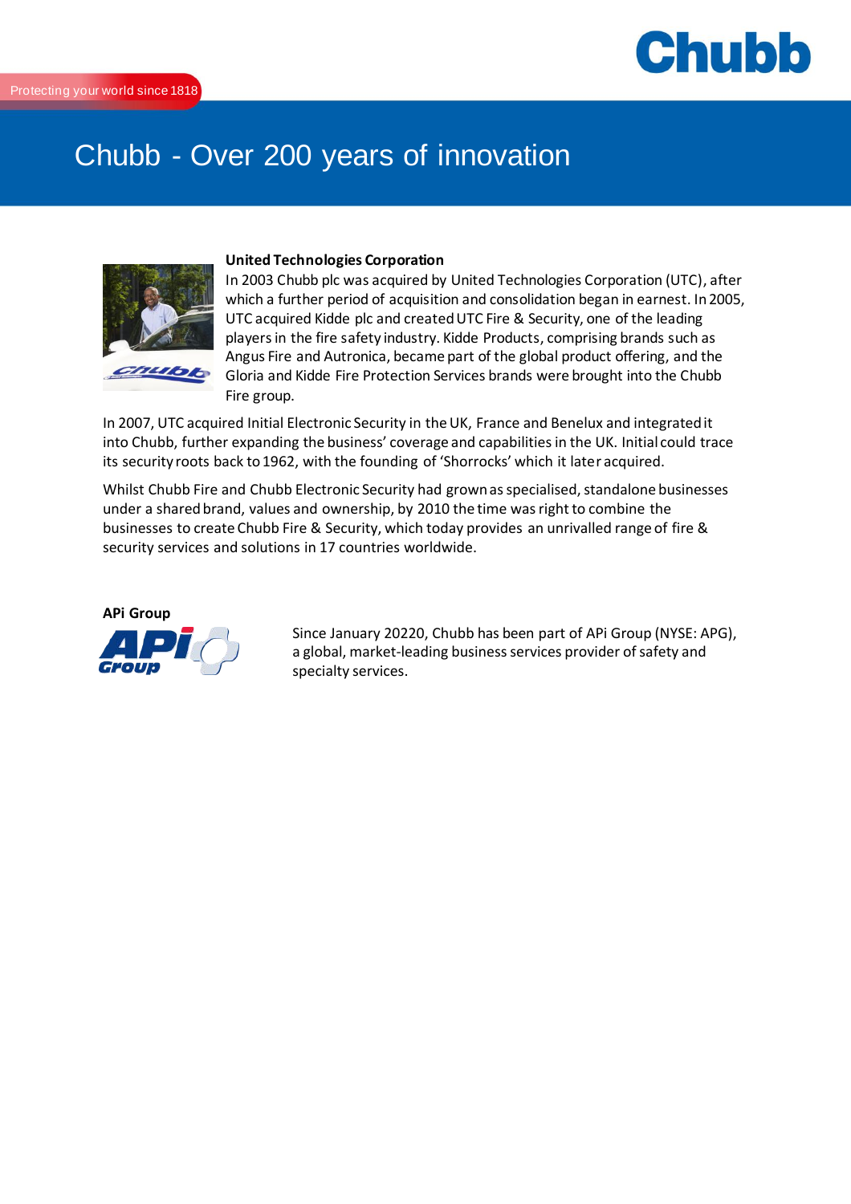# Chubb - Over 200 years of innovation

**United Technologies Corporation**

In 2003 Chubb plc was acquired by United Technologies Corporation (UTC), after which a further period of acquisition and consolidation began in earnest. In 2005, UTC acquired Kidde plc and created UTC Fire & Security, one of the leading players in the fire safety industry. Kidde Products, comprising brands such as Angus Fire and Autronica, became part of the global product offering, and the Gloria and Kidde Fire Protection Services brands were brought into the Chubb Fire group.

In 2007, UTC acquired Initial Electronic Security in the UK, France and Benelux and integrated it into Chubb, further expanding the business' coverage and capabilities in the UK. Initial could trace its security roots back to 1962, with the founding of 'Shorrocks' which it later acquired.

Whilst Chubb Fire and Chubb Electronic Security had grown as specialised, standalone businesses under a shared brand, values and ownership, by 2010 the time was right to combine the businesses to create Chubb Fire & Security, which today provides an unrivalled range of fire & security services and solutions in 17 countries worldwide.

**APi Group**

Since January 20220, Chubb has been part of APi Group (NYSE: APG), a global, market-leading business services provider of safety and specialty services.